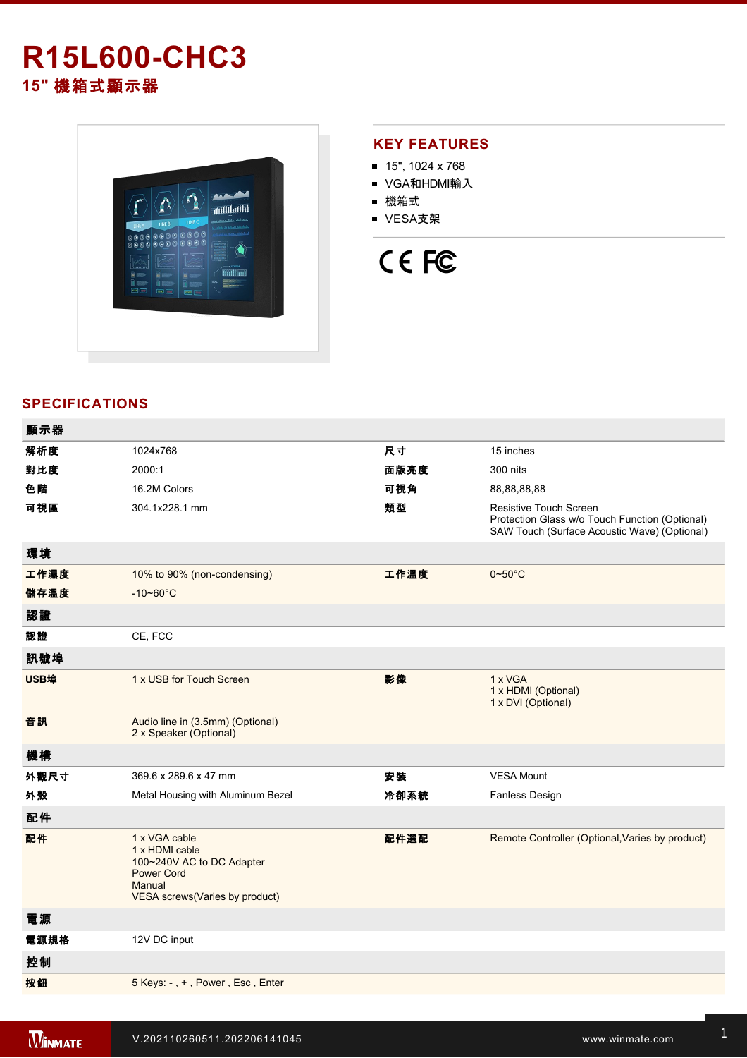# R15L600-CHC3

## 15" 機箱式顯示器

## KEY FEATURES

- 15", 1024 x 768
- VGA和HDMI輸入
- 機箱式
- VESA支架

## SPECIFICATIONS

| 顯示器 | | | |
|---|---|---|---|
| 解析度 | 1024x768 | 尺寸 | 15 inches |
| 對比度 | 2000:1 | 面版亮度 | 300 nits |
| 色階 | 16.2M Colors | 可視角 | 88,88,88,88 |
| 可視區 | 304.1x228.1 mm | 類型 | Resistive Touch Screen<br>Protection Glass w/o Touch Function (Optional)<br>SAW Touch (Surface Acoustic Wave) (Optional) |
| **環境** | | | |
| 工作濕度 | 10% to 90% (non-condensing) | 工作溫度 | 0~50°C |
| 儲存溫度 | -10~60°C | | |
| **認證** | | | |
| 認證 | CE, FCC | | |
| **訊號埠** | | | |
| USB埠 | 1 x USB for Touch Screen | 影像 | 1 x VGA<br>1 x HDMI (Optional)<br>1 x DVI (Optional) |
| 音訊 | Audio line in (3.5mm) (Optional)<br>2 x Speaker (Optional) | | |
| **機構** | | | |
| 外觀尺寸 | 369.6 x 289.6 x 47 mm | 安裝 | VESA Mount |
| 外殼 | Metal Housing with Aluminum Bezel | 冷卻系統 | Fanless Design |
| **配件** | | | |
| 配件 | 1 x VGA cable<br>1 x HDMI cable<br>100~240V AC to DC Adapter<br>Power Cord<br>Manual<br>VESA screws(Varies by product) | 配件選配 | Remote Controller (Optional,Varies by product) |
| **電源** | | | |
| 電源規格 | 12V DC input | | |
| **控制** | | | |
| 按鈕 | 5 Keys: - , + , Power , Esc , Enter | | |

V.202110260511.202206141045 www.winmate.com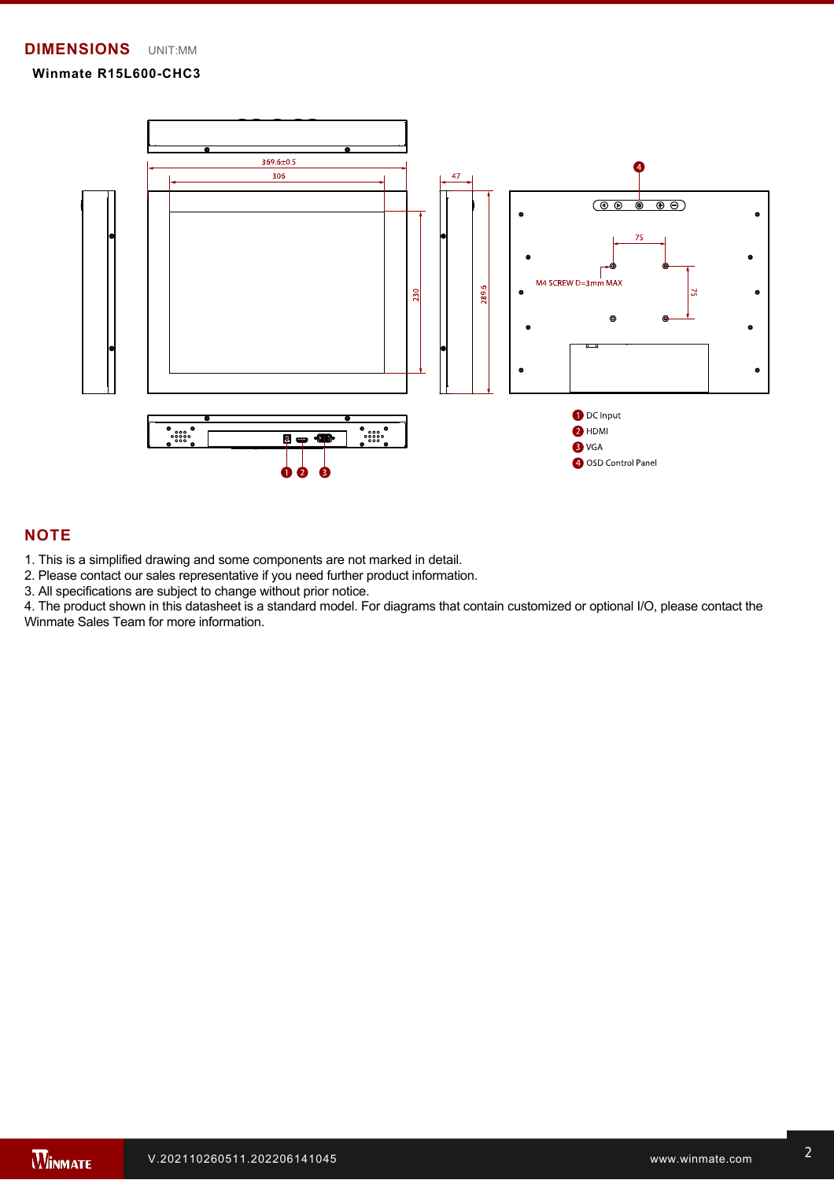## DIMENSIONS UNIT:MM

**Winmate R15L600-CHC3**

369.6±0.5

306

47

230

289.6

75

75

M4 SCREW D=3mm MAX

1 DC Input
2 HDMI
3 VGA
4 OSD Control Panel

## NOTE

1. This is a simplified drawing and some components are not marked in detail.
2. Please contact our sales representative if you need further product information.
3. All specifications are subject to change without prior notice.
4. The product shown in this datasheet is a standard model. For diagrams that contain customized or optional I/O, please contact the Winmate Sales Team for more information.